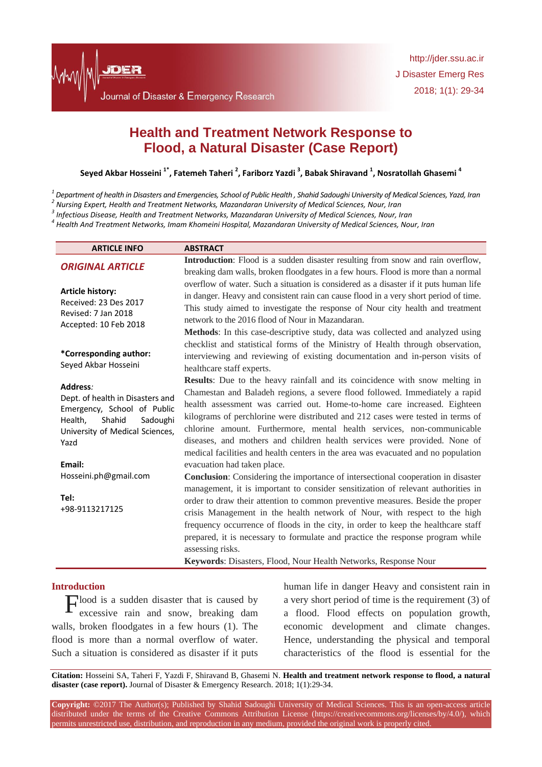# Health and Treatment Network Response to Flood, a Natural Disaster (Case Report)

**Seyed Akbar Hosseini [1*], Fatemeh Taheri [2], Fariborz Yazdi [3], Babak Shiravand [1], Nosratollah Ghasemi [4]**

[1] *Department of health in Disasters and Emergencies, School of Public Health , Shahid Sadoughi University of Medical Sciences, Yazd, Iran*
[2] *Nursing Expert, Health and Treatment Networks, Mazandaran University of Medical Sciences, Nour, Iran*
[3] *Infectious Disease, Health and Treatment Networks, Mazandaran University of Medical Sciences, Nour, Iran*
[4] *Health And Treatment Networks, Imam Khomeini Hospital, Mazandaran University of Medical Sciences, Nour, Iran*

**ARTICLE INFO**

***ORIGINAL ARTICLE***

**Article history:**
Received: 23 Des 2017
Revised: 7 Jan 2018
Accepted: 10 Feb 2018

**\*Corresponding author:**
Seyed Akbar Hosseini

**Address***:*
Dept. of health in Disasters and Emergency, School of Public Health, Shahid Sadoughi University of Medical Sciences, Yazd

**Email:**
Hosseini.ph@gmail.com

**Tel:**
+98-9113217125

**ABSTRACT**

**Introduction**: Flood is a sudden disaster resulting from snow and rain overflow, breaking dam walls, broken floodgates in a few hours. Flood is more than a normal overflow of water. Such a situation is considered as a disaster if it puts human life in danger. Heavy and consistent rain can cause flood in a very short period of time. This study aimed to investigate the response of Nour city health and treatment network to the 2016 flood of Nour in Mazandaran.

**Methods**: In this case-descriptive study, data was collected and analyzed using checklist and statistical forms of the Ministry of Health through observation, interviewing and reviewing of existing documentation and in-person visits of healthcare staff experts.

**Results**: Due to the heavy rainfall and its coincidence with snow melting in Chamestan and Baladeh regions, a severe flood followed. Immediately a rapid health assessment was carried out. Home-to-home care increased. Eighteen kilograms of perchlorine were distributed and 212 cases were tested in terms of chlorine amount. Furthermore, mental health services, non-communicable diseases, and mothers and children health services were provided. None of medical facilities and health centers in the area was evacuated and no population evacuation had taken place.

**Conclusion**: Considering the importance of intersectional cooperation in disaster management, it is important to consider sensitization of relevant authorities in order to draw their attention to common preventive measures. Beside the proper crisis Management in the health network of Nour, with respect to the high frequency occurrence of floods in the city, in order to keep the healthcare staff prepared, it is necessary to formulate and practice the response program while assessing risks.

**Keywords**: Disasters, Flood, Nour Health Networks, Response Nour

## Introduction

Flood is a sudden disaster that is caused by excessive rain and snow, breaking dam walls, broken floodgates in a few hours (1). The flood is more than a normal overflow of water. Such a situation is considered as disaster if it puts human life in danger Heavy and consistent rain in a very short period of time is the requirement (3) of a flood. Flood effects on population growth, economic development and climate changes. Hence, understanding the physical and temporal characteristics of the flood is essential for the

**Citation:** Hosseini SA, Taheri F, Yazdi F, Shiravand B, Ghasemi N. **Health and treatment network response to flood, a natural disaster (case report).** Journal of Disaster & Emergency Research. 2018; 1(1):29-34.

**Copyright:** ©2017 The Author(s); Published by Shahid Sadoughi University of Medical Sciences. This is an open-access article distributed under the terms of the Creative Commons Attribution License (https://creativecommons.org/licenses/by/4.0/), which permits unrestricted use, distribution, and reproduction in any medium, provided the original work is properly cited.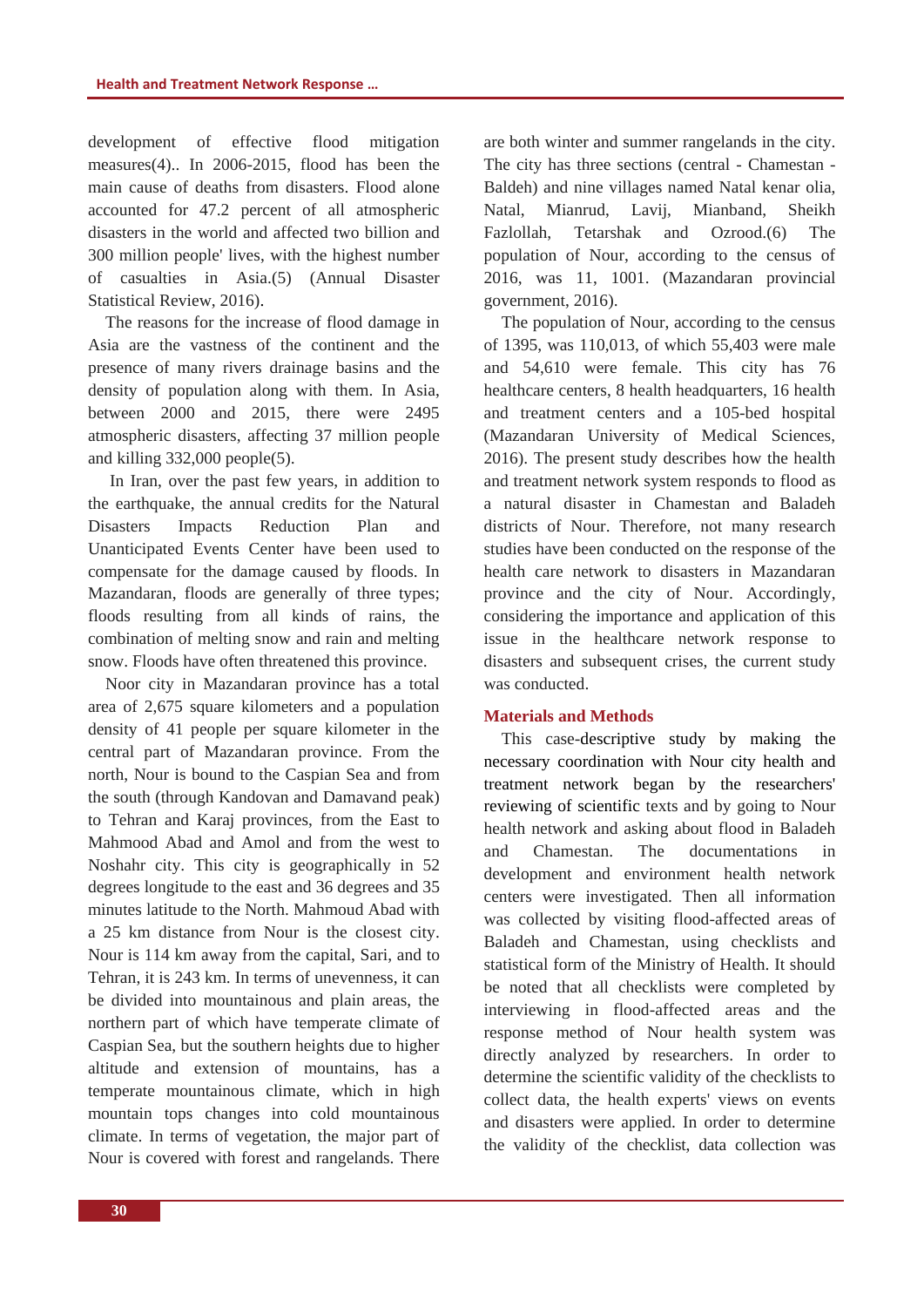development of effective flood mitigation measures(4).. In 2006-2015, flood has been the main cause of deaths from disasters. Flood alone accounted for 47.2 percent of all atmospheric disasters in the world and affected two billion and 300 million people' lives, with the highest number of casualties in Asia.(5) (Annual Disaster Statistical Review, 2016).

The reasons for the increase of flood damage in Asia are the vastness of the continent and the presence of many rivers drainage basins and the density of population along with them. In Asia, between 2000 and 2015, there were 2495 atmospheric disasters, affecting 37 million people and killing 332,000 people(5).

In Iran, over the past few years, in addition to the earthquake, the annual credits for the Natural Disasters Impacts Reduction Plan and Unanticipated Events Center have been used to compensate for the damage caused by floods. In Mazandaran, floods are generally of three types; floods resulting from all kinds of rains, the combination of melting snow and rain and melting snow. Floods have often threatened this province.

Noor city in Mazandaran province has a total area of 2,675 square kilometers and a population density of 41 people per square kilometer in the central part of Mazandaran province. From the north, Nour is bound to the Caspian Sea and from the south (through Kandovan and Damavand peak) to Tehran and Karaj provinces, from the East to Mahmood Abad and Amol and from the west to Noshahr city. This city is geographically in 52 degrees longitude to the east and 36 degrees and 35 minutes latitude to the North. Mahmoud Abad with a 25 km distance from Nour is the closest city. Nour is 114 km away from the capital, Sari, and to Tehran, it is 243 km. In terms of unevenness, it can be divided into mountainous and plain areas, the northern part of which have temperate climate of Caspian Sea, but the southern heights due to higher altitude and extension of mountains, has a temperate mountainous climate, which in high mountain tops changes into cold mountainous climate. In terms of vegetation, the major part of Nour is covered with forest and rangelands. There are both winter and summer rangelands in the city. The city has three sections (central - Chamestan - Baldeh) and nine villages named Natal kenar olia, Natal, Mianrud, Lavij, Mianband, Sheikh Fazlollah, Tetarshak and Ozrood.(6) The population of Nour, according to the census of 2016, was 11, 1001. (Mazandaran provincial government, 2016).

The population of Nour, according to the census of 1395, was 110,013, of which 55,403 were male and 54,610 were female. This city has 76 healthcare centers, 8 health headquarters, 16 health and treatment centers and a 105-bed hospital (Mazandaran University of Medical Sciences, 2016). The present study describes how the health and treatment network system responds to flood as a natural disaster in Chamestan and Baladeh districts of Nour. Therefore, not many research studies have been conducted on the response of the health care network to disasters in Mazandaran province and the city of Nour. Accordingly, considering the importance and application of this issue in the healthcare network response to disasters and subsequent crises, the current study was conducted.

## Materials and Methods

This case-descriptive study by making the necessary coordination with Nour city health and treatment network began by the researchers' reviewing of scientific texts and by going to Nour health network and asking about flood in Baladeh and Chamestan. The documentations in development and environment health network centers were investigated. Then all information was collected by visiting flood-affected areas of Baladeh and Chamestan, using checklists and statistical form of the Ministry of Health. It should be noted that all checklists were completed by interviewing in flood-affected areas and the response method of Nour health system was directly analyzed by researchers. In order to determine the scientific validity of the checklists to collect data, the health experts' views on events and disasters were applied. In order to determine the validity of the checklist, data collection was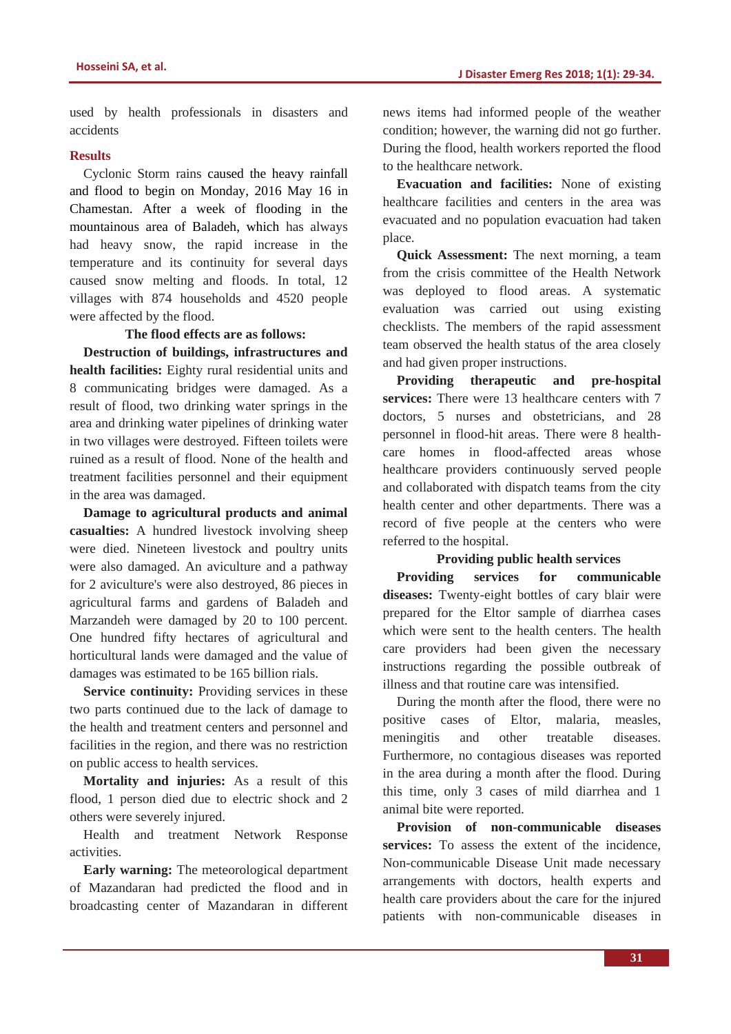used by health professionals in disasters and accidents

## Results

Cyclonic Storm rains caused the heavy rainfall and flood to begin on Monday, 2016 May 16 in Chamestan. After a week of flooding in the mountainous area of Baladeh, which has always had heavy snow, the rapid increase in the temperature and its continuity for several days caused snow melting and floods. In total, 12 villages with 874 households and 4520 people were affected by the flood.

**The flood effects are as follows:**

**Destruction of buildings, infrastructures and health facilities:** Eighty rural residential units and 8 communicating bridges were damaged. As a result of flood, two drinking water springs in the area and drinking water pipelines of drinking water in two villages were destroyed. Fifteen toilets were ruined as a result of flood. None of the health and treatment facilities personnel and their equipment in the area was damaged.

**Damage to agricultural products and animal casualties:** A hundred livestock involving sheep were died. Nineteen livestock and poultry units were also damaged. An aviculture and a pathway for 2 aviculture's were also destroyed, 86 pieces in agricultural farms and gardens of Baladeh and Marzandeh were damaged by 20 to 100 percent. One hundred fifty hectares of agricultural and horticultural lands were damaged and the value of damages was estimated to be 165 billion rials.

**Service continuity:** Providing services in these two parts continued due to the lack of damage to the health and treatment centers and personnel and facilities in the region, and there was no restriction on public access to health services.

**Mortality and injuries:** As a result of this flood, 1 person died due to electric shock and 2 others were severely injured.

Health and treatment Network Response activities.

**Early warning:** The meteorological department of Mazandaran had predicted the flood and in broadcasting center of Mazandaran in different news items had informed people of the weather condition; however, the warning did not go further. During the flood, health workers reported the flood to the healthcare network.

**Evacuation and facilities:** None of existing healthcare facilities and centers in the area was evacuated and no population evacuation had taken place.

**Quick Assessment:** The next morning, a team from the crisis committee of the Health Network was deployed to flood areas. A systematic evaluation was carried out using existing checklists. The members of the rapid assessment team observed the health status of the area closely and had given proper instructions.

**Providing therapeutic and pre-hospital services:** There were 13 healthcare centers with 7 doctors, 5 nurses and obstetricians, and 28 personnel in flood-hit areas. There were 8 health-care homes in flood-affected areas whose healthcare providers continuously served people and collaborated with dispatch teams from the city health center and other departments. There was a record of five people at the centers who were referred to the hospital.

**Providing public health services**

**Providing services for communicable diseases:** Twenty-eight bottles of cary blair were prepared for the Eltor sample of diarrhea cases which were sent to the health centers. The health care providers had been given the necessary instructions regarding the possible outbreak of illness and that routine care was intensified.

During the month after the flood, there were no positive cases of Eltor, malaria, measles, meningitis and other treatable diseases. Furthermore, no contagious diseases was reported in the area during a month after the flood. During this time, only 3 cases of mild diarrhea and 1 animal bite were reported.

**Provision of non-communicable diseases services:** To assess the extent of the incidence, Non-communicable Disease Unit made necessary arrangements with doctors, health experts and health care providers about the care for the injured patients with non-communicable diseases in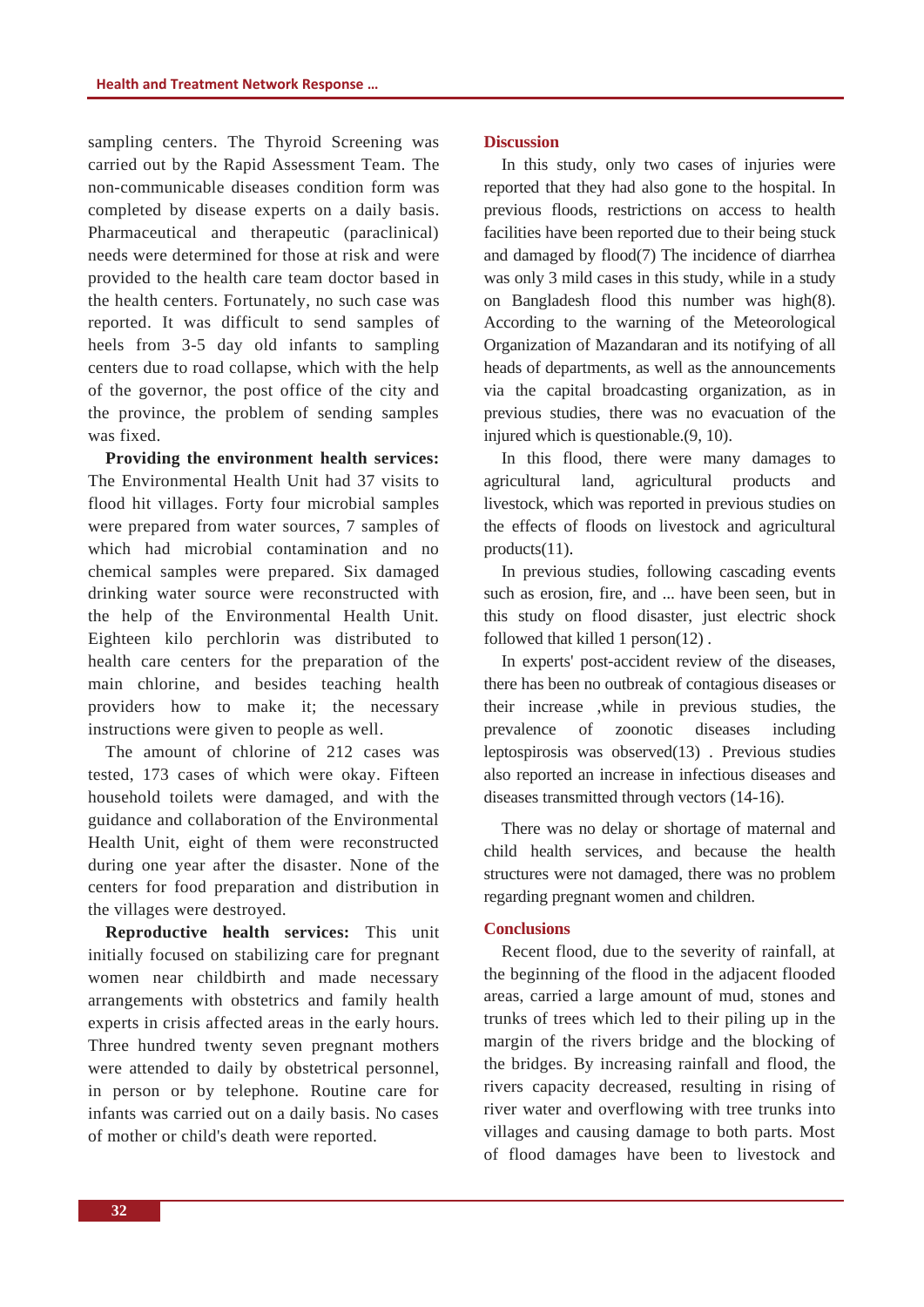sampling centers. The Thyroid Screening was carried out by the Rapid Assessment Team. The non-communicable diseases condition form was completed by disease experts on a daily basis. Pharmaceutical and therapeutic (paraclinical) needs were determined for those at risk and were provided to the health care team doctor based in the health centers. Fortunately, no such case was reported. It was difficult to send samples of heels from 3-5 day old infants to sampling centers due to road collapse, which with the help of the governor, the post office of the city and the province, the problem of sending samples was fixed.

**Providing the environment health services:** The Environmental Health Unit had 37 visits to flood hit villages. Forty four microbial samples were prepared from water sources, 7 samples of which had microbial contamination and no chemical samples were prepared. Six damaged drinking water source were reconstructed with the help of the Environmental Health Unit. Eighteen kilo perchlorin was distributed to health care centers for the preparation of the main chlorine, and besides teaching health providers how to make it; the necessary instructions were given to people as well.

The amount of chlorine of 212 cases was tested, 173 cases of which were okay. Fifteen household toilets were damaged, and with the guidance and collaboration of the Environmental Health Unit, eight of them were reconstructed during one year after the disaster. None of the centers for food preparation and distribution in the villages were destroyed.

**Reproductive health services:** This unit initially focused on stabilizing care for pregnant women near childbirth and made necessary arrangements with obstetrics and family health experts in crisis affected areas in the early hours. Three hundred twenty seven pregnant mothers were attended to daily by obstetrical personnel, in person or by telephone. Routine care for infants was carried out on a daily basis. No cases of mother or child's death were reported.

## Discussion

In this study, only two cases of injuries were reported that they had also gone to the hospital. In previous floods, restrictions on access to health facilities have been reported due to their being stuck and damaged by flood(7) The incidence of diarrhea was only 3 mild cases in this study, while in a study on Bangladesh flood this number was high(8). According to the warning of the Meteorological Organization of Mazandaran and its notifying of all heads of departments, as well as the announcements via the capital broadcasting organization, as in previous studies, there was no evacuation of the injured which is questionable.(9, 10).

In this flood, there were many damages to agricultural land, agricultural products and livestock, which was reported in previous studies on the effects of floods on livestock and agricultural products(11).

In previous studies, following cascading events such as erosion, fire, and ... have been seen, but in this study on flood disaster, just electric shock followed that killed 1 person(12) .

In experts' post-accident review of the diseases, there has been no outbreak of contagious diseases or their increase ,while in previous studies, the prevalence of zoonotic diseases including leptospirosis was observed(13) . Previous studies also reported an increase in infectious diseases and diseases transmitted through vectors (14-16).

There was no delay or shortage of maternal and child health services, and because the health structures were not damaged, there was no problem regarding pregnant women and children.

## Conclusions

Recent flood, due to the severity of rainfall, at the beginning of the flood in the adjacent flooded areas, carried a large amount of mud, stones and trunks of trees which led to their piling up in the margin of the rivers bridge and the blocking of the bridges. By increasing rainfall and flood, the rivers capacity decreased, resulting in rising of river water and overflowing with tree trunks into villages and causing damage to both parts. Most of flood damages have been to livestock and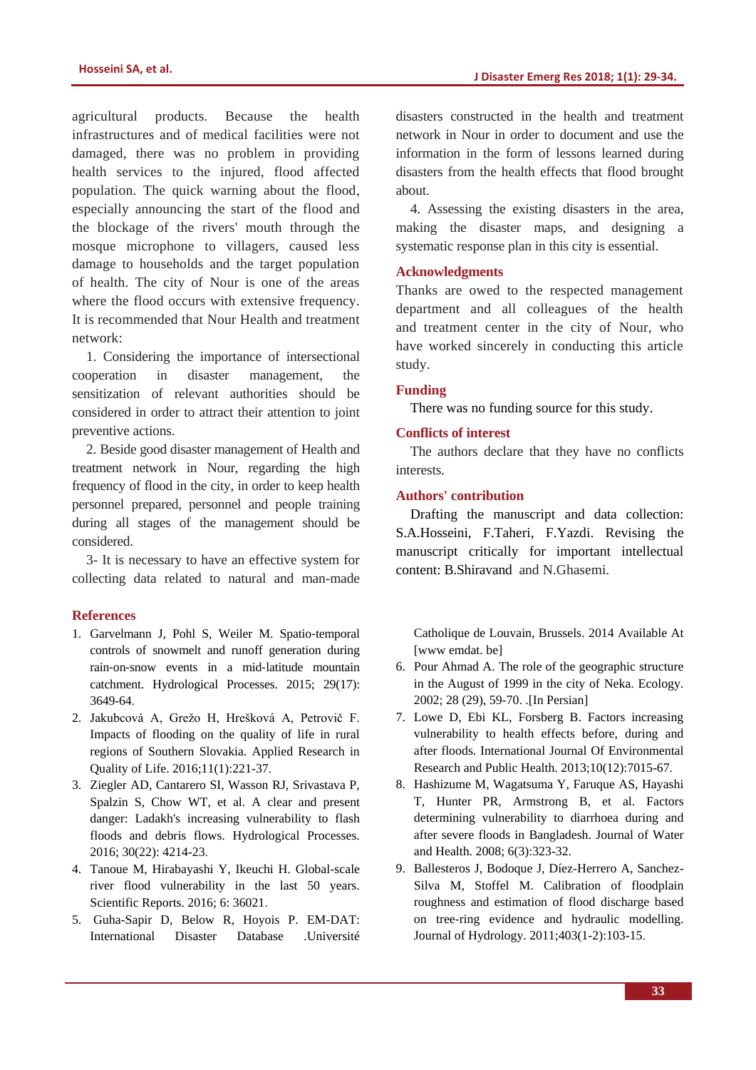agricultural products. Because the health infrastructures and of medical facilities were not damaged, there was no problem in providing health services to the injured, flood affected population. The quick warning about the flood, especially announcing the start of the flood and the blockage of the rivers' mouth through the mosque microphone to villagers, caused less damage to households and the target population of health. The city of Nour is one of the areas where the flood occurs with extensive frequency. It is recommended that Nour Health and treatment network:

1. Considering the importance of intersectional cooperation in disaster management, the sensitization of relevant authorities should be considered in order to attract their attention to joint preventive actions.

2. Beside good disaster management of Health and treatment network in Nour, regarding the high frequency of flood in the city, in order to keep health personnel prepared, personnel and people training during all stages of the management should be considered.

3- It is necessary to have an effective system for collecting data related to natural and man-made disasters constructed in the health and treatment network in Nour in order to document and use the information in the form of lessons learned during disasters from the health effects that flood brought about.

4. Assessing the existing disasters in the area, making the disaster maps, and designing a systematic response plan in this city is essential.

## Acknowledgments

Thanks are owed to the respected management department and all colleagues of the health and treatment center in the city of Nour, who have worked sincerely in conducting this article study.

## Funding

There was no funding source for this study.

## Conflicts of interest

The authors declare that they have no conflicts interests.

## Authors' contribution

Drafting the manuscript and data collection: S.A.Hosseini, F.Taheri, F.Yazdi. Revising the manuscript critically for important intellectual content: B.Shiravand and N.Ghasemi.

## References

1. Garvelmann J, Pohl S, Weiler M. Spatio-temporal controls of snowmelt and runoff generation during rain-on-snow events in a mid-latitude mountain catchment. Hydrological Processes. 2015; 29(17): 3649-64.
2. Jakubcová A, Grežo H, Hrešková A, Petrovič F. Impacts of flooding on the quality of life in rural regions of Southern Slovakia. Applied Research in Quality of Life. 2016;11(1):221-37.
3. Ziegler AD, Cantarero SI, Wasson RJ, Srivastava P, Spalzin S, Chow WT, et al. A clear and present danger: Ladakh's increasing vulnerability to flash floods and debris flows. Hydrological Processes. 2016; 30(22): 4214-23.
4. Tanoue M, Hirabayashi Y, Ikeuchi H. Global-scale river flood vulnerability in the last 50 years. Scientific Reports. 2016; 6: 36021.
5. Guha-Sapir D, Below R, Hoyois P. EM-DAT: International Disaster Database .Université Catholique de Louvain, Brussels. 2014 Available At [www emdat. be]
6. Pour Ahmad A. The role of the geographic structure in the August of 1999 in the city of Neka. Ecology. 2002; 28 (29), 59-70. .[In Persian]
7. Lowe D, Ebi KL, Forsberg B. Factors increasing vulnerability to health effects before, during and after floods. International Journal Of Environmental Research and Public Health. 2013;10(12):7015-67.
8. Hashizume M, Wagatsuma Y, Faruque AS, Hayashi T, Hunter PR, Armstrong B, et al. Factors determining vulnerability to diarrhoea during and after severe floods in Bangladesh. Journal of Water and Health. 2008; 6(3):323-32.
9. Ballesteros J, Bodoque J, Díez-Herrero A, Sanchez-Silva M, Stoffel M. Calibration of floodplain roughness and estimation of flood discharge based on tree-ring evidence and hydraulic modelling. Journal of Hydrology. 2011;403(1-2):103-15.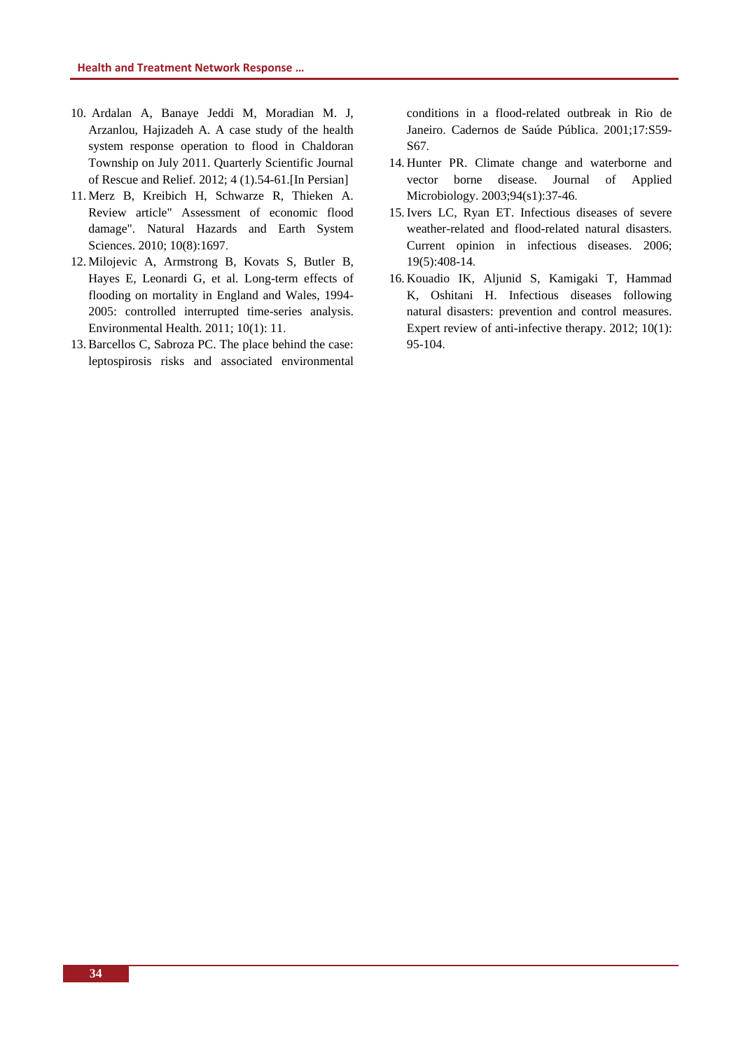10. Ardalan A, Banaye Jeddi M, Moradian M. J, Arzanlou, Hajizadeh A. A case study of the health system response operation to flood in Chaldoran Township on July 2011. Quarterly Scientific Journal of Rescue and Relief. 2012; 4 (1).54-61.[In Persian]
11. Merz B, Kreibich H, Schwarze R, Thieken A. Review article" Assessment of economic flood damage". Natural Hazards and Earth System Sciences. 2010; 10(8):1697.
12. Milojevic A, Armstrong B, Kovats S, Butler B, Hayes E, Leonardi G, et al. Long-term effects of flooding on mortality in England and Wales, 1994-2005: controlled interrupted time-series analysis. Environmental Health. 2011; 10(1): 11.
13. Barcellos C, Sabroza PC. The place behind the case: leptospirosis risks and associated environmental conditions in a flood-related outbreak in Rio de Janeiro. Cadernos de Saúde Pública. 2001;17:S59-S67.
14. Hunter PR. Climate change and waterborne and vector borne disease. Journal of Applied Microbiology. 2003;94(s1):37-46.
15. Ivers LC, Ryan ET. Infectious diseases of severe weather-related and flood-related natural disasters. Current opinion in infectious diseases. 2006; 19(5):408-14.
16. Kouadio IK, Aljunid S, Kamigaki T, Hammad K, Oshitani H. Infectious diseases following natural disasters: prevention and control measures. Expert review of anti-infective therapy. 2012; 10(1): 95-104.